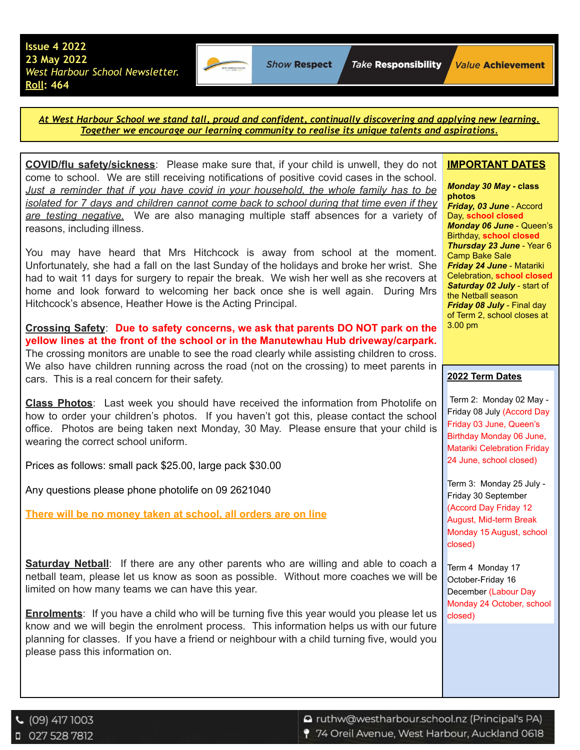**Issue 4 2022**
**23 May 2022**
*West Harbour School Newsletter.*
**Roll: 464**

*Show* **Respect** | *Take* **Responsibility** | *Value* **Achievement**

***At West Harbour School we stand tall, proud and confident, continually discovering and applying new learning. Together we encourage our learning community to realise its unique talents and aspirations.***

**COVID/flu safety/sickness**: Please make sure that, if your child is unwell, they do not come to school. We are still receiving notifications of positive covid cases in the school. *Just a reminder that if you have covid in your household, the whole family has to be isolated for 7 days and children cannot come back to school during that time even if they are testing negative.* We are also managing multiple staff absences for a variety of reasons, including illness.

You may have heard that Mrs Hitchcock is away from school at the moment. Unfortunately, she had a fall on the last Sunday of the holidays and broke her wrist. She had to wait 11 days for surgery to repair the break. We wish her well as she recovers at home and look forward to welcoming her back once she is well again. During Mrs Hitchcock's absence, Heather Howe is the Acting Principal.

**Crossing Safety**: **Due to safety concerns, we ask that parents DO NOT park on the yellow lines at the front of the school or in the Manutewhau Hub driveway/carpark.** The crossing monitors are unable to see the road clearly while assisting children to cross. We also have children running across the road (not on the crossing) to meet parents in cars. This is a real concern for their safety.

**Class Photos**: Last week you should have received the information from Photolife on how to order your children's photos. If you haven't got this, please contact the school office. Photos are being taken next Monday, 30 May. Please ensure that your child is wearing the correct school uniform.

Prices as follows: small pack $25.00, large pack $30.00

Any questions please phone photolife on 09 2621040

**There will be no money taken at school, all orders are on line**

**Saturday Netball**: If there are any other parents who are willing and able to coach a netball team, please let us know as soon as possible. Without more coaches we will be limited on how many teams we can have this year.

**Enrolments**: If you have a child who will be turning five this year would you please let us know and we will begin the enrolment process. This information helps us with our future planning for classes. If you have a friend or neighbour with a child turning five, would you please pass this information on.

## IMPORTANT DATES

***Monday 30 May*** **- class photos**
***Friday, 03 June*** - Accord Day, **school closed**
***Monday 06 June*** - Queen's Birthday, **school closed**
***Thursday 23 June*** - Year 6 Camp Bake Sale
***Friday 24 June*** - Matariki Celebration, **school closed**
***Saturday 02 July*** - start of the Netball season
***Friday 08 July*** - Final day of Term 2, school closes at 3.00 pm

## 2022 Term Dates

Term 2: Monday 02 May - Friday 08 July (Accord Day Friday 03 June, Queen's Birthday Monday 06 June, Matariki Celebration Friday 24 June, school closed)

Term 3: Monday 25 July - Friday 30 September (Accord Day Friday 12 August, Mid-term Break Monday 15 August, school closed)

Term 4 Monday 17 October-Friday 16 December (Labour Day Monday 24 October, school closed)

(09) 417 1003
027 528 7812
ruthw@westharbour.school.nz (Principal's PA)
74 Oreil Avenue, West Harbour, Auckland 0618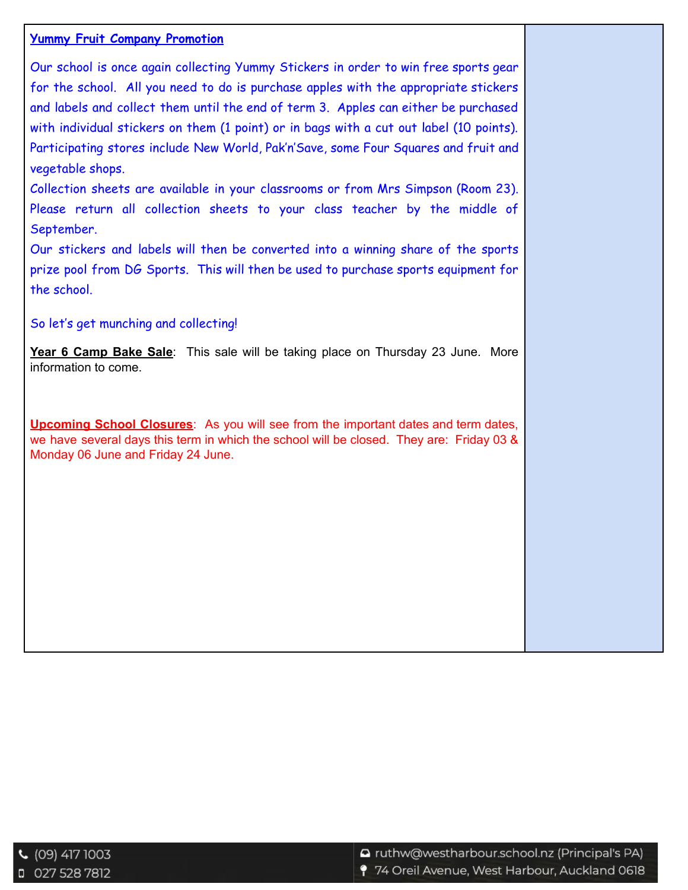**Yummy Fruit Company Promotion**

Our school is once again collecting Yummy Stickers in order to win free sports gear for the school. All you need to do is purchase apples with the appropriate stickers and labels and collect them until the end of term 3. Apples can either be purchased with individual stickers on them (1 point) or in bags with a cut out label (10 points). Participating stores include New World, Pak'n'Save, some Four Squares and fruit and vegetable shops.

Collection sheets are available in your classrooms or from Mrs Simpson (Room 23). Please return all collection sheets to your class teacher by the middle of September.

Our stickers and labels will then be converted into a winning share of the sports prize pool from DG Sports. This will then be used to purchase sports equipment for the school.

So let's get munching and collecting!

**Year 6 Camp Bake Sale**: This sale will be taking place on Thursday 23 June. More information to come.

**Upcoming School Closures**: As you will see from the important dates and term dates, we have several days this term in which the school will be closed. They are: Friday 03 & Monday 06 June and Friday 24 June.

(09) 417 1003
027 528 7812
ruthw@westharbour.school.nz (Principal's PA)
74 Oreil Avenue, West Harbour, Auckland 0618